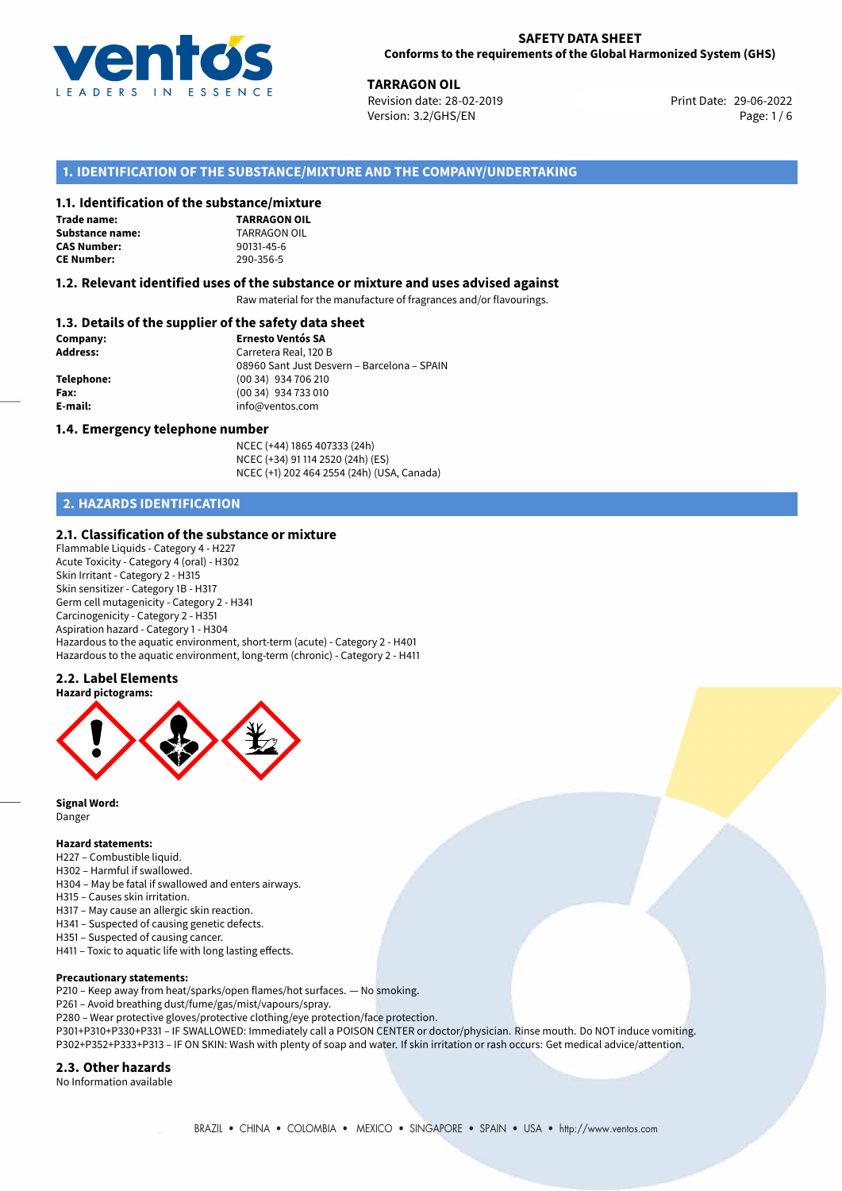**SAFETY DATA SHEET**
**Conforms to the requirements of the Global Harmonized System (GHS)**

**TARRAGON OIL**
Revision date: 28-02-2019
Version: 3.2/GHS/EN
Print Date: 29-06-2022

## 1. IDENTIFICATION OF THE SUBSTANCE/MIXTURE AND THE COMPANY/UNDERTAKING

### 1.1. Identification of the substance/mixture

**Trade name:** **TARRAGON OIL**
**Substance name:** TARRAGON OIL
**CAS Number:** 90131-45-6
**CE Number:** 290-356-5

### 1.2. Relevant identified uses of the substance or mixture and uses advised against

Raw material for the manufacture of fragrances and/or flavourings.

### 1.3. Details of the supplier of the safety data sheet

**Company:** **Ernesto Ventós SA**
**Address:** Carretera Real, 120 B
08960 Sant Just Desvern – Barcelona – SPAIN
**Telephone:** (00 34) 934 706 210
**Fax:** (00 34) 934 733 010
**E-mail:** info@ventos.com

### 1.4. Emergency telephone number

NCEC (+44) 1865 407333 (24h)
NCEC (+34) 91 114 2520 (24h) (ES)
NCEC (+1) 202 464 2554 (24h) (USA, Canada)

## 2. HAZARDS IDENTIFICATION

### 2.1. Classification of the substance or mixture

Flammable Liquids - Category 4 - H227
Acute Toxicity - Category 4 (oral) - H302
Skin Irritant - Category 2 - H315
Skin sensitizer - Category 1B - H317
Germ cell mutagenicity - Category 2 - H341
Carcinogenicity - Category 2 - H351
Aspiration hazard - Category 1 - H304
Hazardous to the aquatic environment, short-term (acute) - Category 2 - H401
Hazardous to the aquatic environment, long-term (chronic) - Category 2 - H411

### 2.2. Label Elements

**Hazard pictograms:**

**Signal Word:**
Danger

**Hazard statements:**
H227 – Combustible liquid.
H302 – Harmful if swallowed.
H304 – May be fatal if swallowed and enters airways.
H315 – Causes skin irritation.
H317 – May cause an allergic skin reaction.
H341 – Suspected of causing genetic defects.
H351 – Suspected of causing cancer.
H411 – Toxic to aquatic life with long lasting effects.

**Precautionary statements:**
P210 – Keep away from heat/sparks/open flames/hot surfaces. — No smoking.
P261 – Avoid breathing dust/fume/gas/mist/vapours/spray.
P280 – Wear protective gloves/protective clothing/eye protection/face protection.
P301+P310+P330+P331 – IF SWALLOWED: Immediately call a POISON CENTER or doctor/physician. Rinse mouth. Do NOT induce vomiting.
P302+P352+P333+P313 – IF ON SKIN: Wash with plenty of soap and water. If skin irritation or rash occurs: Get medical advice/attention.

### 2.3. Other hazards

No Information available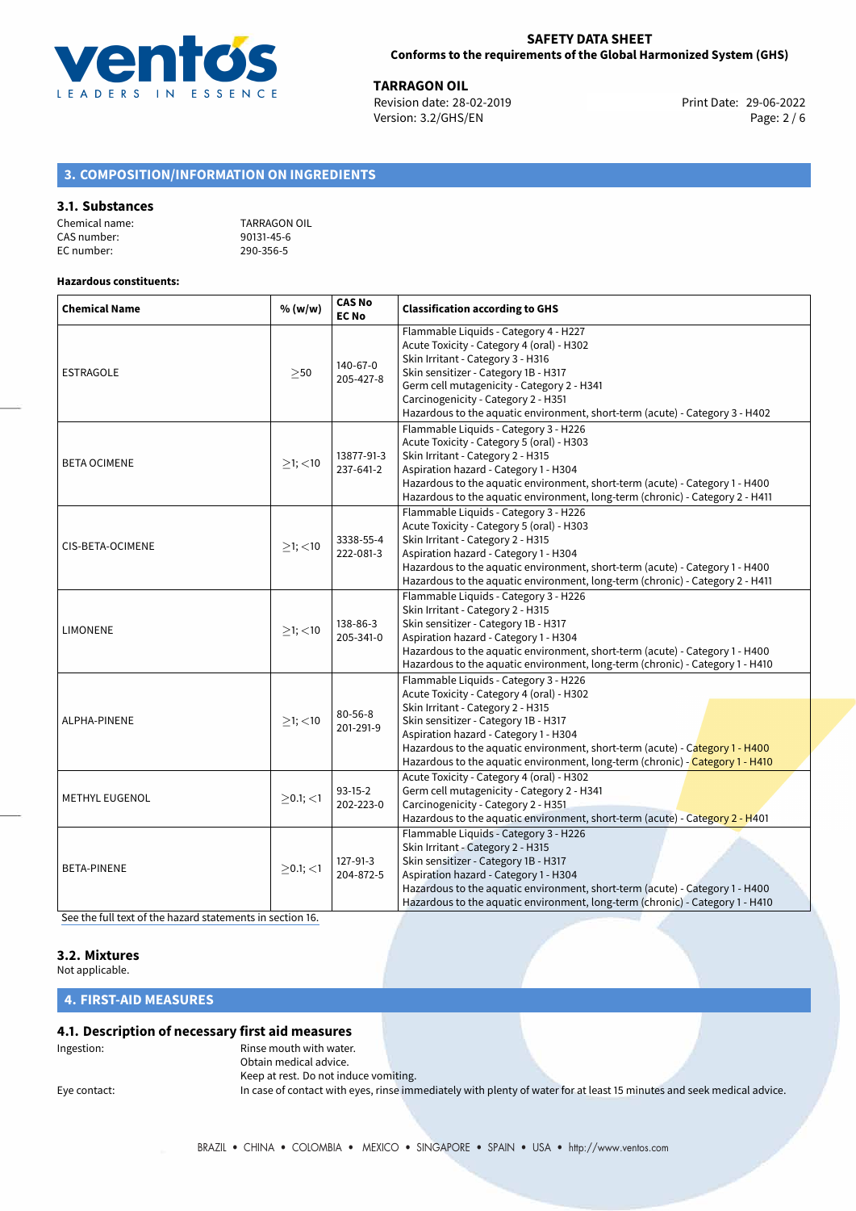## 3. COMPOSITION/INFORMATION ON INGREDIENTS

### 3.1. Substances

Chemical name: TARRAGON OIL
CAS number: 90131-45-6
EC number: 290-356-5

**Hazardous constituents:**

| Chemical Name | % (w/w) | CAS No EC No | Classification according to GHS |
|---|---|---|---|
| ESTRAGOLE | ≥50 | 140-67-0 205-427-8 | Flammable Liquids - Category 4 - H227<br>Acute Toxicity - Category 4 (oral) - H302<br>Skin Irritant - Category 3 - H316<br>Skin sensitizer - Category 1B - H317<br>Germ cell mutagenicity - Category 2 - H341<br>Carcinogenicity - Category 2 - H351<br>Hazardous to the aquatic environment, short-term (acute) - Category 3 - H402 |
| BETA OCIMENE | ≥1; <10 | 13877-91-3 237-641-2 | Flammable Liquids - Category 3 - H226<br>Acute Toxicity - Category 5 (oral) - H303<br>Skin Irritant - Category 2 - H315<br>Aspiration hazard - Category 1 - H304<br>Hazardous to the aquatic environment, short-term (acute) - Category 1 - H400<br>Hazardous to the aquatic environment, long-term (chronic) - Category 2 - H411 |
| CIS-BETA-OCIMENE | ≥1; <10 | 3338-55-4 222-081-3 | Flammable Liquids - Category 3 - H226<br>Acute Toxicity - Category 5 (oral) - H303<br>Skin Irritant - Category 2 - H315<br>Aspiration hazard - Category 1 - H304<br>Hazardous to the aquatic environment, short-term (acute) - Category 1 - H400<br>Hazardous to the aquatic environment, long-term (chronic) - Category 2 - H411 |
| LIMONENE | ≥1; <10 | 138-86-3 205-341-0 | Flammable Liquids - Category 3 - H226<br>Skin Irritant - Category 2 - H315<br>Skin sensitizer - Category 1B - H317<br>Aspiration hazard - Category 1 - H304<br>Hazardous to the aquatic environment, short-term (acute) - Category 1 - H400<br>Hazardous to the aquatic environment, long-term (chronic) - Category 1 - H410 |
| ALPHA-PINENE | ≥1; <10 | 80-56-8 201-291-9 | Flammable Liquids - Category 3 - H226<br>Acute Toxicity - Category 4 (oral) - H302<br>Skin Irritant - Category 2 - H315<br>Skin sensitizer - Category 1B - H317<br>Aspiration hazard - Category 1 - H304<br>Hazardous to the aquatic environment, short-term (acute) - Category 1 - H400<br>Hazardous to the aquatic environment, long-term (chronic) - Category 1 - H410 |
| METHYL EUGENOL | ≥0.1; <1 | 93-15-2 202-223-0 | Acute Toxicity - Category 4 (oral) - H302<br>Germ cell mutagenicity - Category 2 - H341<br>Carcinogenicity - Category 2 - H351<br>Hazardous to the aquatic environment, short-term (acute) - Category 2 - H401 |
| BETA-PINENE | ≥0.1; <1 | 127-91-3 204-872-5 | Flammable Liquids - Category 3 - H226<br>Skin Irritant - Category 2 - H315<br>Skin sensitizer - Category 1B - H317<br>Aspiration hazard - Category 1 - H304<br>Hazardous to the aquatic environment, short-term (acute) - Category 1 - H400<br>Hazardous to the aquatic environment, long-term (chronic) - Category 1 - H410 |

See the full text of the hazard statements in section 16.

### 3.2. Mixtures

Not applicable.

## 4. FIRST-AID MEASURES

### 4.1. Description of necessary first aid measures

Ingestion: Rinse mouth with water.
Obtain medical advice.
Keep at rest. Do not induce vomiting.

Eye contact: In case of contact with eyes, rinse immediately with plenty of water for at least 15 minutes and seek medical advice.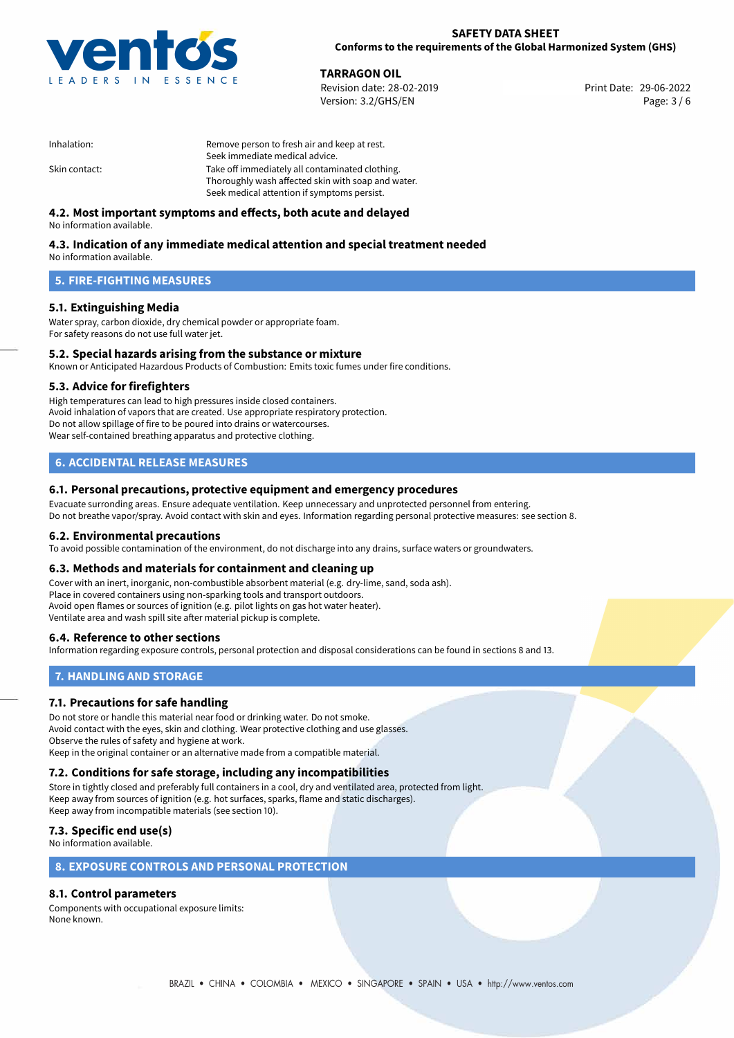Inhalation: Remove person to fresh air and keep at rest.
Seek immediate medical advice.

Skin contact: Take off immediately all contaminated clothing.
Thoroughly wash affected skin with soap and water.
Seek medical attention if symptoms persist.

### 4.2. Most important symptoms and effects, both acute and delayed

No information available.

### 4.3. Indication of any immediate medical attention and special treatment needed

No information available.

## 5. FIRE-FIGHTING MEASURES

### 5.1. Extinguishing Media

Water spray, carbon dioxide, dry chemical powder or appropriate foam.
For safety reasons do not use full water jet.

### 5.2. Special hazards arising from the substance or mixture

Known or Anticipated Hazardous Products of Combustion: Emits toxic fumes under fire conditions.

### 5.3. Advice for firefighters

High temperatures can lead to high pressures inside closed containers.
Avoid inhalation of vapors that are created. Use appropriate respiratory protection.
Do not allow spillage of fire to be poured into drains or watercourses.
Wear self-contained breathing apparatus and protective clothing.

## 6. ACCIDENTAL RELEASE MEASURES

### 6.1. Personal precautions, protective equipment and emergency procedures

Evacuate surronding areas. Ensure adequate ventilation. Keep unnecessary and unprotected personnel from entering.
Do not breathe vapor/spray. Avoid contact with skin and eyes. Information regarding personal protective measures: see section 8.

### 6.2. Environmental precautions

To avoid possible contamination of the environment, do not discharge into any drains, surface waters or groundwaters.

### 6.3. Methods and materials for containment and cleaning up

Cover with an inert, inorganic, non-combustible absorbent material (e.g. dry-lime, sand, soda ash).
Place in covered containers using non-sparking tools and transport outdoors.
Avoid open flames or sources of ignition (e.g. pilot lights on gas hot water heater).
Ventilate area and wash spill site after material pickup is complete.

### 6.4. Reference to other sections

Information regarding exposure controls, personal protection and disposal considerations can be found in sections 8 and 13.

## 7. HANDLING AND STORAGE

### 7.1. Precautions for safe handling

Do not store or handle this material near food or drinking water. Do not smoke.
Avoid contact with the eyes, skin and clothing. Wear protective clothing and use glasses.
Observe the rules of safety and hygiene at work.
Keep in the original container or an alternative made from a compatible material.

### 7.2. Conditions for safe storage, including any incompatibilities

Store in tightly closed and preferably full containers in a cool, dry and ventilated area, protected from light.
Keep away from sources of ignition (e.g. hot surfaces, sparks, flame and static discharges).
Keep away from incompatible materials (see section 10).

### 7.3. Specific end use(s)

No information available.

## 8. EXPOSURE CONTROLS AND PERSONAL PROTECTION

### 8.1. Control parameters

Components with occupational exposure limits:
None known.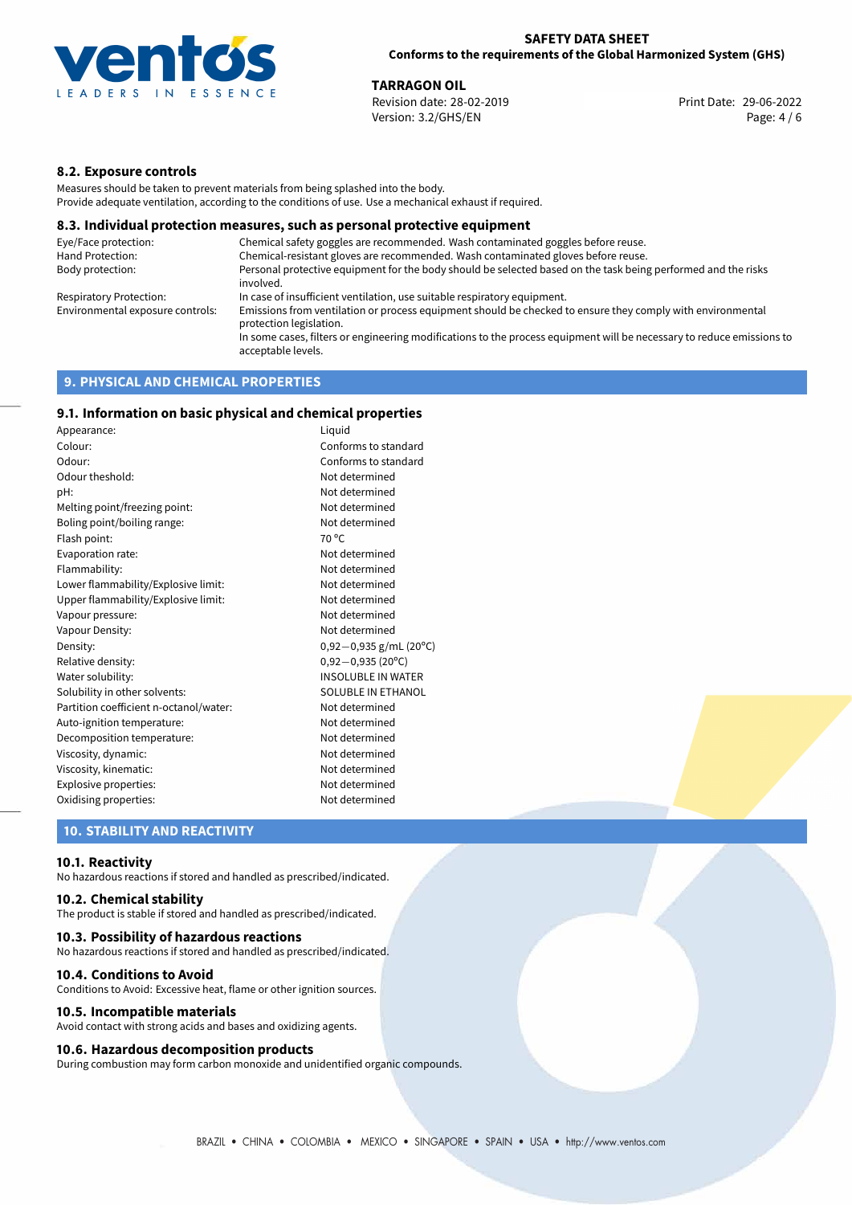### 8.2. Exposure controls

Measures should be taken to prevent materials from being splashed into the body.
Provide adequate ventilation, according to the conditions of use. Use a mechanical exhaust if required.

### 8.3. Individual protection measures, such as personal protective equipment

| | |
|---|---|
| Eye/Face protection: | Chemical safety goggles are recommended. Wash contaminated goggles before reuse. |
| Hand Protection: | Chemical-resistant gloves are recommended. Wash contaminated gloves before reuse. |
| Body protection: | Personal protective equipment for the body should be selected based on the task being performed and the risks involved. |
| Respiratory Protection: | In case of insufficient ventilation, use suitable respiratory equipment. |
| Environmental exposure controls: | Emissions from ventilation or process equipment should be checked to ensure they comply with environmental protection legislation. In some cases, filters or engineering modifications to the process equipment will be necessary to reduce emissions to acceptable levels. |

## 9. PHYSICAL AND CHEMICAL PROPERTIES

### 9.1. Information on basic physical and chemical properties

| | |
|---|---|
| Appearance: | Liquid |
| Colour: | Conforms to standard |
| Odour: | Conforms to standard |
| Odour theshold: | Not determined |
| pH: | Not determined |
| Melting point/freezing point: | Not determined |
| Boling point/boiling range: | Not determined |
| Flash point: | 70 °C |
| Evaporation rate: | Not determined |
| Flammability: | Not determined |
| Lower flammability/Explosive limit: | Not determined |
| Upper flammability/Explosive limit: | Not determined |
| Vapour pressure: | Not determined |
| Vapour Density: | Not determined |
| Density: | 0,92—0,935 g/mL (20°C) |
| Relative density: | 0,92—0,935 (20°C) |
| Water solubility: | INSOLUBLE IN WATER |
| Solubility in other solvents: | SOLUBLE IN ETHANOL |
| Partition coefficient n-octanol/water: | Not determined |
| Auto-ignition temperature: | Not determined |
| Decomposition temperature: | Not determined |
| Viscosity, dynamic: | Not determined |
| Viscosity, kinematic: | Not determined |
| Explosive properties: | Not determined |
| Oxidising properties: | Not determined |

## 10. STABILITY AND REACTIVITY

### 10.1. Reactivity

No hazardous reactions if stored and handled as prescribed/indicated.

### 10.2. Chemical stability

The product is stable if stored and handled as prescribed/indicated.

### 10.3. Possibility of hazardous reactions

No hazardous reactions if stored and handled as prescribed/indicated.

### 10.4. Conditions to Avoid

Conditions to Avoid: Excessive heat, flame or other ignition sources.

### 10.5. Incompatible materials

Avoid contact with strong acids and bases and oxidizing agents.

### 10.6. Hazardous decomposition products

During combustion may form carbon monoxide and unidentified organic compounds.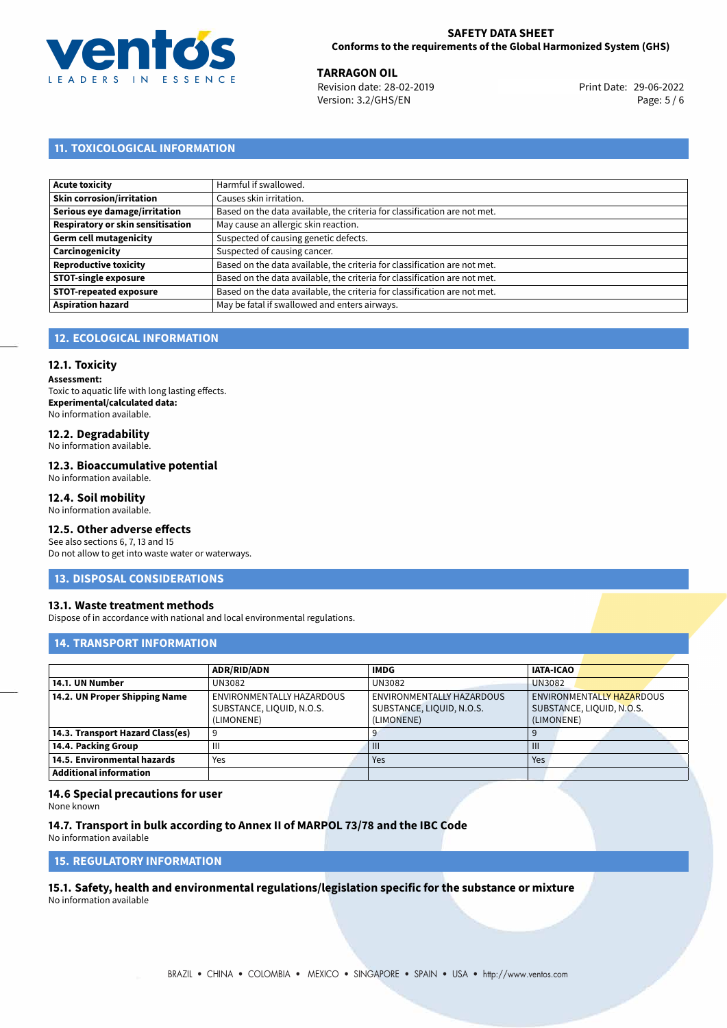## 11. TOXICOLOGICAL INFORMATION

| | |
|---|---|
| **Acute toxicity** | Harmful if swallowed. |
| **Skin corrosion/irritation** | Causes skin irritation. |
| **Serious eye damage/irritation** | Based on the data available, the criteria for classification are not met. |
| **Respiratory or skin sensitisation** | May cause an allergic skin reaction. |
| **Germ cell mutagenicity** | Suspected of causing genetic defects. |
| **Carcinogenicity** | Suspected of causing cancer. |
| **Reproductive toxicity** | Based on the data available, the criteria for classification are not met. |
| **STOT-single exposure** | Based on the data available, the criteria for classification are not met. |
| **STOT-repeated exposure** | Based on the data available, the criteria for classification are not met. |
| **Aspiration hazard** | May be fatal if swallowed and enters airways. |

## 12. ECOLOGICAL INFORMATION

### 12.1. Toxicity

**Assessment:**
Toxic to aquatic life with long lasting effects.
**Experimental/calculated data:**
No information available.

### 12.2. Degradability

No information available.

### 12.3. Bioaccumulative potential

No information available.

### 12.4. Soil mobility

No information available.

### 12.5. Other adverse effects

See also sections 6, 7, 13 and 15
Do not allow to get into waste water or waterways.

## 13. DISPOSAL CONSIDERATIONS

### 13.1. Waste treatment methods

Dispose of in accordance with national and local environmental regulations.

## 14. TRANSPORT INFORMATION

| | ADR/RID/ADN | IMDG | IATA-ICAO |
|---|---|---|---|
| **14.1. UN Number** | UN3082 | UN3082 | UN3082 |
| **14.2. UN Proper Shipping Name** | ENVIRONMENTALLY HAZARDOUS SUBSTANCE, LIQUID, N.O.S. (LIMONENE) | ENVIRONMENTALLY HAZARDOUS SUBSTANCE, LIQUID, N.O.S. (LIMONENE) | ENVIRONMENTALLY HAZARDOUS SUBSTANCE, LIQUID, N.O.S. (LIMONENE) |
| **14.3. Transport Hazard Class(es)** | 9 | 9 | 9 |
| **14.4. Packing Group** | III | III | III |
| **14.5. Environmental hazards** | Yes | Yes | Yes |
| **Additional information** | | | |

### 14.6 Special precautions for user

None known

### 14.7. Transport in bulk according to Annex II of MARPOL 73/78 and the IBC Code

No information available

## 15. REGULATORY INFORMATION

### 15.1. Safety, health and environmental regulations/legislation specific for the substance or mixture

No information available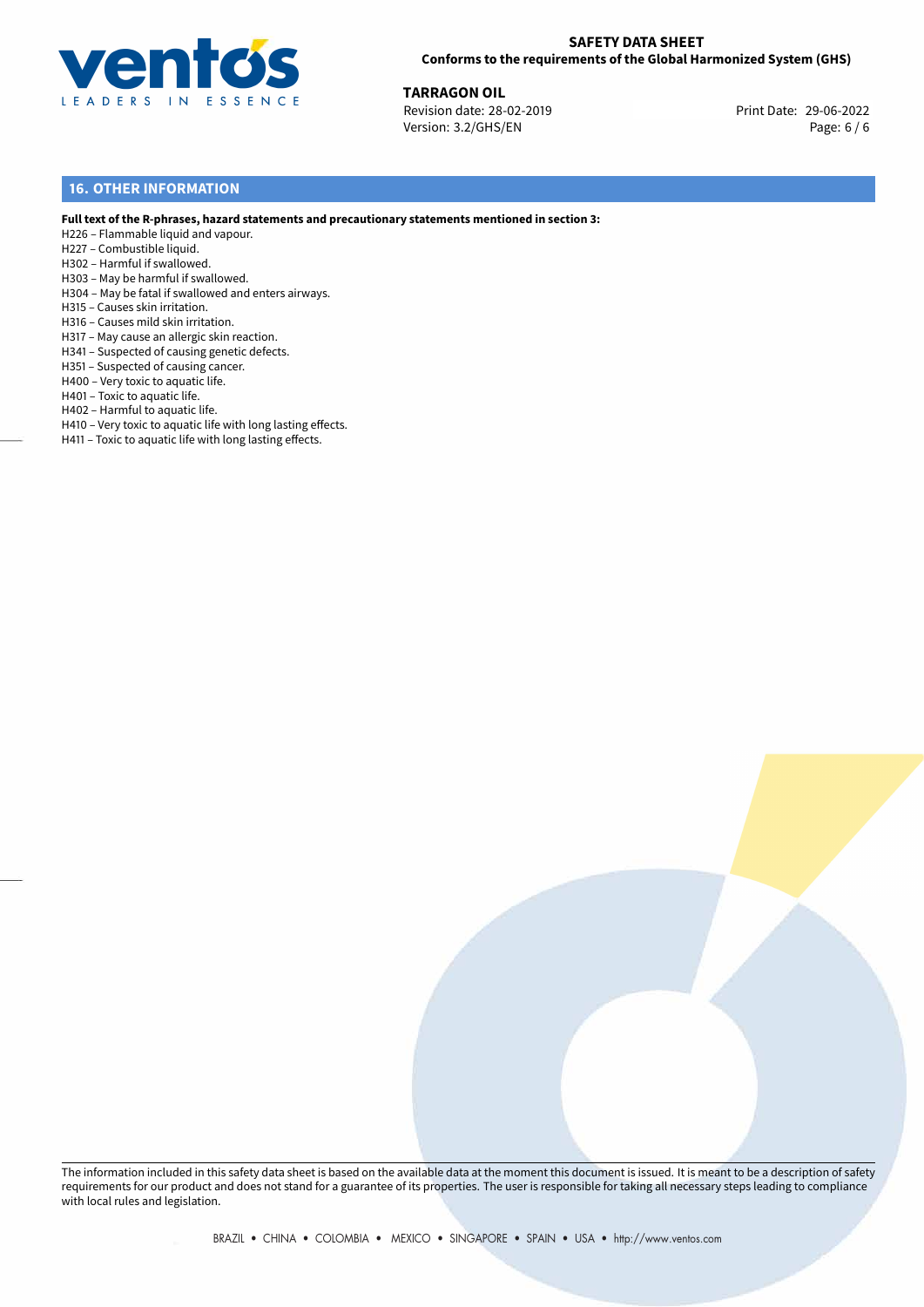## 16. OTHER INFORMATION

**Full text of the R-phrases, hazard statements and precautionary statements mentioned in section 3:**

H226 – Flammable liquid and vapour.
H227 – Combustible liquid.
H302 – Harmful if swallowed.
H303 – May be harmful if swallowed.
H304 – May be fatal if swallowed and enters airways.
H315 – Causes skin irritation.
H316 – Causes mild skin irritation.
H317 – May cause an allergic skin reaction.
H341 – Suspected of causing genetic defects.
H351 – Suspected of causing cancer.
H400 – Very toxic to aquatic life.
H401 – Toxic to aquatic life.
H402 – Harmful to aquatic life.
H410 – Very toxic to aquatic life with long lasting effects.
H411 – Toxic to aquatic life with long lasting effects.

The information included in this safety data sheet is based on the available data at the moment this document is issued. It is meant to be a description of safety requirements for our product and does not stand for a guarantee of its properties. The user is responsible for taking all necessary steps leading to compliance with local rules and legislation.